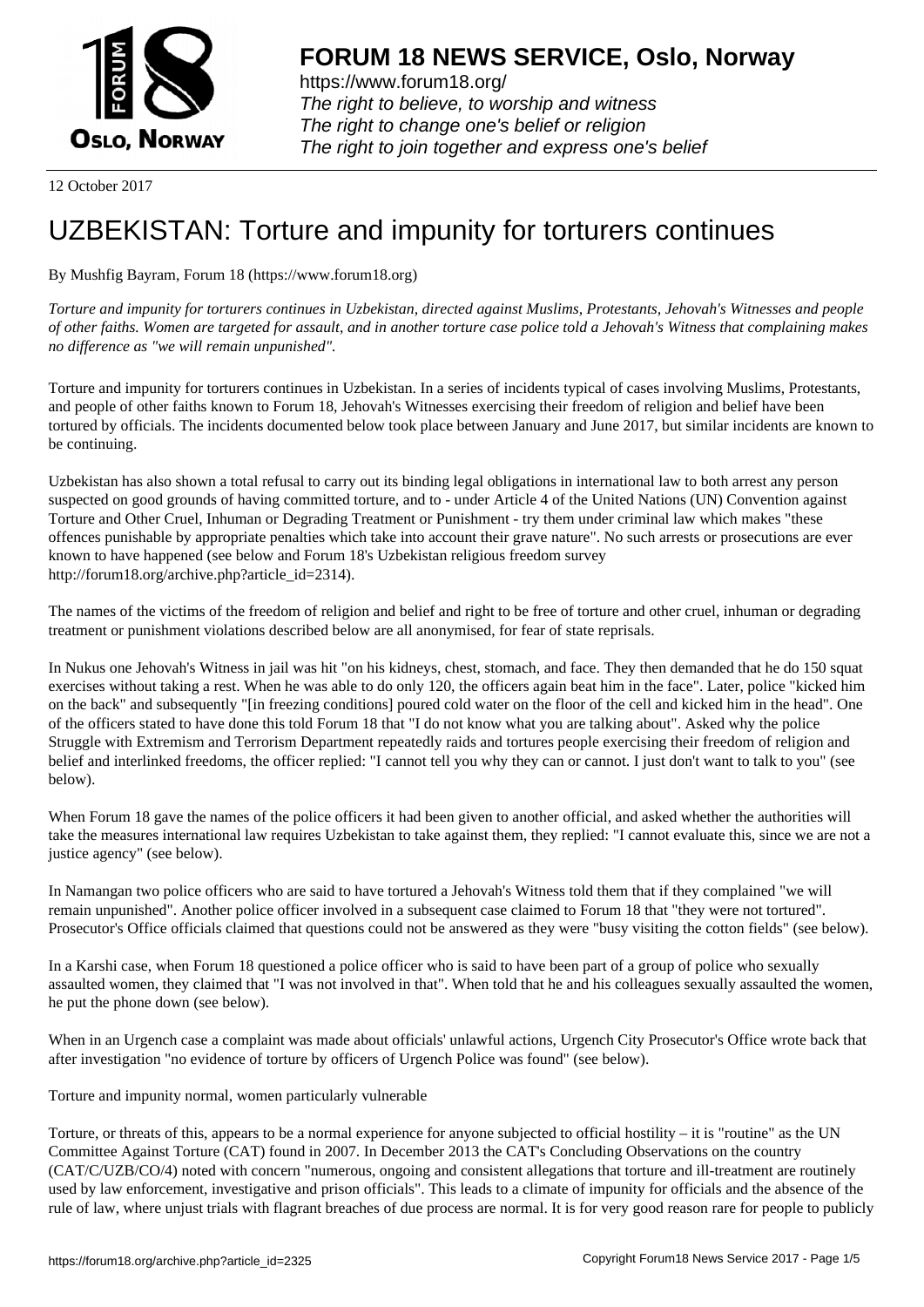**FORUM 18 NEWS SERVICE, Oslo, Norway**

https://www.forum18.org/
*The right to believe, to worship and witness*
*The right to change one's belief or religion*
*The right to join together and express one's belief*

12 October 2017

# UZBEKISTAN: Torture and impunity for torturers continues

By Mushfig Bayram, Forum 18 (https://www.forum18.org)

*Torture and impunity for torturers continues in Uzbekistan, directed against Muslims, Protestants, Jehovah's Witnesses and people of other faiths. Women are targeted for assault, and in another torture case police told a Jehovah's Witness that complaining makes no difference as "we will remain unpunished".*

Torture and impunity for torturers continues in Uzbekistan. In a series of incidents typical of cases involving Muslims, Protestants, and people of other faiths known to Forum 18, Jehovah's Witnesses exercising their freedom of religion and belief have been tortured by officials. The incidents documented below took place between January and June 2017, but similar incidents are known to be continuing.

Uzbekistan has also shown a total refusal to carry out its binding legal obligations in international law to both arrest any person suspected on good grounds of having committed torture, and to - under Article 4 of the United Nations (UN) Convention against Torture and Other Cruel, Inhuman or Degrading Treatment or Punishment - try them under criminal law which makes "these offences punishable by appropriate penalties which take into account their grave nature". No such arrests or prosecutions are ever known to have happened (see below and Forum 18's Uzbekistan religious freedom survey http://forum18.org/archive.php?article_id=2314).

The names of the victims of the freedom of religion and belief and right to be free of torture and other cruel, inhuman or degrading treatment or punishment violations described below are all anonymised, for fear of state reprisals.

In Nukus one Jehovah's Witness in jail was hit "on his kidneys, chest, stomach, and face. They then demanded that he do 150 squat exercises without taking a rest. When he was able to do only 120, the officers again beat him in the face". Later, police "kicked him on the back" and subsequently "[in freezing conditions] poured cold water on the floor of the cell and kicked him in the head". One of the officers stated to have done this told Forum 18 that "I do not know what you are talking about". Asked why the police Struggle with Extremism and Terrorism Department repeatedly raids and tortures people exercising their freedom of religion and belief and interlinked freedoms, the officer replied: "I cannot tell you why they can or cannot. I just don't want to talk to you" (see below).

When Forum 18 gave the names of the police officers it had been given to another official, and asked whether the authorities will take the measures international law requires Uzbekistan to take against them, they replied: "I cannot evaluate this, since we are not a justice agency" (see below).

In Namangan two police officers who are said to have tortured a Jehovah's Witness told them that if they complained "we will remain unpunished". Another police officer involved in a subsequent case claimed to Forum 18 that "they were not tortured". Prosecutor's Office officials claimed that questions could not be answered as they were "busy visiting the cotton fields" (see below).

In a Karshi case, when Forum 18 questioned a police officer who is said to have been part of a group of police who sexually assaulted women, they claimed that "I was not involved in that". When told that he and his colleagues sexually assaulted the women, he put the phone down (see below).

When in an Urgench case a complaint was made about officials' unlawful actions, Urgench City Prosecutor's Office wrote back that after investigation "no evidence of torture by officers of Urgench Police was found" (see below).

## Torture and impunity normal, women particularly vulnerable

Torture, or threats of this, appears to be a normal experience for anyone subjected to official hostility – it is "routine" as the UN Committee Against Torture (CAT) found in 2007. In December 2013 the CAT's Concluding Observations on the country (CAT/C/UZB/CO/4) noted with concern "numerous, ongoing and consistent allegations that torture and ill-treatment are routinely used by law enforcement, investigative and prison officials". This leads to a climate of impunity for officials and the absence of the rule of law, where unjust trials with flagrant breaches of due process are normal. It is for very good reason rare for people to publicly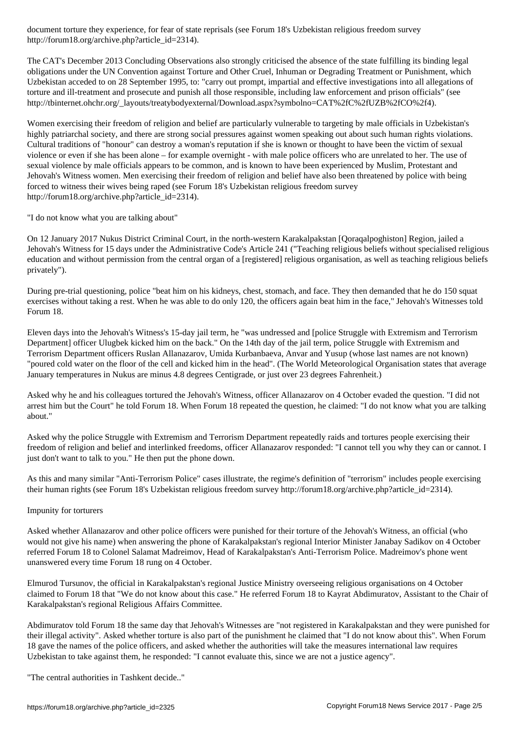document torture they experience, for fear of state reprisals (see Forum 18's Uzbekistan religious freedom survey http://forum18.org/archive.php?article_id=2314).

The CAT's December 2013 Concluding Observations also strongly criticised the absence of the state fulfilling its binding legal obligations under the UN Convention against Torture and Other Cruel, Inhuman or Degrading Treatment or Punishment, which Uzbekistan acceded to on 28 September 1995, to: "carry out prompt, impartial and effective investigations into all allegations of torture and ill-treatment and prosecute and punish all those responsible, including law enforcement and prison officials" (see http://tbinternet.ohchr.org/_layouts/treatybodyexternal/Download.aspx?symbolno=CAT%2fC%2fUZB%2fCO%2f4).

Women exercising their freedom of religion and belief are particularly vulnerable to targeting by male officials in Uzbekistan's highly patriarchal society, and there are strong social pressures against women speaking out about such human rights violations. Cultural traditions of "honour" can destroy a woman's reputation if she is known or thought to have been the victim of sexual violence or even if she has been alone – for example overnight - with male police officers who are unrelated to her. The use of sexual violence by male officials appears to be common, and is known to have been experienced by Muslim, Protestant and Jehovah's Witness women. Men exercising their freedom of religion and belief have also been threatened by police with being forced to witness their wives being raped (see Forum 18's Uzbekistan religious freedom survey http://forum18.org/archive.php?article_id=2314).

## "I do not know what you are talking about"

On 12 January 2017 Nukus District Criminal Court, in the north-western Karakalpakstan [Qoraqalpoghiston] Region, jailed a Jehovah's Witness for 15 days under the Administrative Code's Article 241 ("Teaching religious beliefs without specialised religious education and without permission from the central organ of a [registered] religious organisation, as well as teaching religious beliefs privately").

During pre-trial questioning, police "beat him on his kidneys, chest, stomach, and face. They then demanded that he do 150 squat exercises without taking a rest. When he was able to do only 120, the officers again beat him in the face," Jehovah's Witnesses told Forum 18.

Eleven days into the Jehovah's Witness's 15-day jail term, he "was undressed and [police Struggle with Extremism and Terrorism Department] officer Ulugbek kicked him on the back." On the 14th day of the jail term, police Struggle with Extremism and Terrorism Department officers Ruslan Allanazarov, Umida Kurbanbaeva, Anvar and Yusup (whose last names are not known) "poured cold water on the floor of the cell and kicked him in the head". (The World Meteorological Organisation states that average January temperatures in Nukus are minus 4.8 degrees Centigrade, or just over 23 degrees Fahrenheit.)

Asked why he and his colleagues tortured the Jehovah's Witness, officer Allanazarov on 4 October evaded the question. "I did not arrest him but the Court" he told Forum 18. When Forum 18 repeated the question, he claimed: "I do not know what you are talking about."

Asked why the police Struggle with Extremism and Terrorism Department repeatedly raids and tortures people exercising their freedom of religion and belief and interlinked freedoms, officer Allanazarov responded: "I cannot tell you why they can or cannot. I just don't want to talk to you." He then put the phone down.

As this and many similar "Anti-Terrorism Police" cases illustrate, the regime's definition of "terrorism" includes people exercising their human rights (see Forum 18's Uzbekistan religious freedom survey http://forum18.org/archive.php?article_id=2314).

## Impunity for torturers

Asked whether Allanazarov and other police officers were punished for their torture of the Jehovah's Witness, an official (who would not give his name) when answering the phone of Karakalpakstan's regional Interior Minister Janabay Sadikov on 4 October referred Forum 18 to Colonel Salamat Madreimov, Head of Karakalpakstan's Anti-Terrorism Police. Madreimov's phone went unanswered every time Forum 18 rung on 4 October.

Elmurod Tursunov, the official in Karakalpakstan's regional Justice Ministry overseeing religious organisations on 4 October claimed to Forum 18 that "We do not know about this case." He referred Forum 18 to Kayrat Abdimuratov, Assistant to the Chair of Karakalpakstan's regional Religious Affairs Committee.

Abdimuratov told Forum 18 the same day that Jehovah's Witnesses are "not registered in Karakalpakstan and they were punished for their illegal activity". Asked whether torture is also part of the punishment he claimed that "I do not know about this". When Forum 18 gave the names of the police officers, and asked whether the authorities will take the measures international law requires Uzbekistan to take against them, he responded: "I cannot evaluate this, since we are not a justice agency".

## "The central authorities in Tashkent decide.."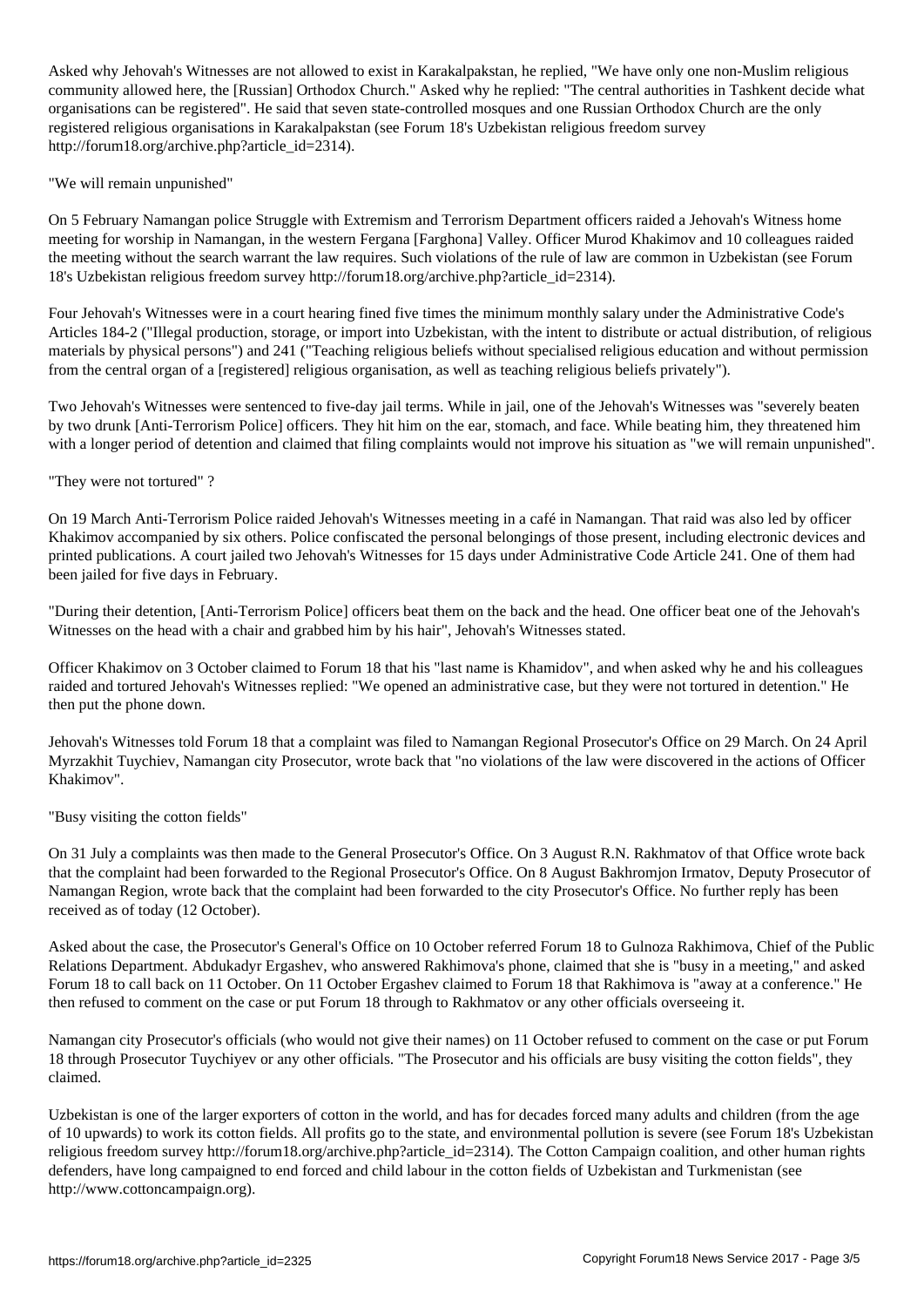Asked why Jehovah's Witnesses are not allowed to exist in Karakalpakstan, he replied, "We have only one non-Muslim religious community allowed here, the [Russian] Orthodox Church." Asked why he replied: "The central authorities in Tashkent decide what organisations can be registered". He said that seven state-controlled mosques and one Russian Orthodox Church are the only registered religious organisations in Karakalpakstan (see Forum 18's Uzbekistan religious freedom survey http://forum18.org/archive.php?article_id=2314).

"We will remain unpunished"

On 5 February Namangan police Struggle with Extremism and Terrorism Department officers raided a Jehovah's Witness home meeting for worship in Namangan, in the western Fergana [Farghona] Valley. Officer Murod Khakimov and 10 colleagues raided the meeting without the search warrant the law requires. Such violations of the rule of law are common in Uzbekistan (see Forum 18's Uzbekistan religious freedom survey http://forum18.org/archive.php?article_id=2314).

Four Jehovah's Witnesses were in a court hearing fined five times the minimum monthly salary under the Administrative Code's Articles 184-2 ("Illegal production, storage, or import into Uzbekistan, with the intent to distribute or actual distribution, of religious materials by physical persons") and 241 ("Teaching religious beliefs without specialised religious education and without permission from the central organ of a [registered] religious organisation, as well as teaching religious beliefs privately").

Two Jehovah's Witnesses were sentenced to five-day jail terms. While in jail, one of the Jehovah's Witnesses was "severely beaten by two drunk [Anti-Terrorism Police] officers. They hit him on the ear, stomach, and face. While beating him, they threatened him with a longer period of detention and claimed that filing complaints would not improve his situation as "we will remain unpunished".

"They were not tortured" ?

On 19 March Anti-Terrorism Police raided Jehovah's Witnesses meeting in a café in Namangan. That raid was also led by officer Khakimov accompanied by six others. Police confiscated the personal belongings of those present, including electronic devices and printed publications. A court jailed two Jehovah's Witnesses for 15 days under Administrative Code Article 241. One of them had been jailed for five days in February.

"During their detention, [Anti-Terrorism Police] officers beat them on the back and the head. One officer beat one of the Jehovah's Witnesses on the head with a chair and grabbed him by his hair", Jehovah's Witnesses stated.

Officer Khakimov on 3 October claimed to Forum 18 that his "last name is Khamidov", and when asked why he and his colleagues raided and tortured Jehovah's Witnesses replied: "We opened an administrative case, but they were not tortured in detention." He then put the phone down.

Jehovah's Witnesses told Forum 18 that a complaint was filed to Namangan Regional Prosecutor's Office on 29 March. On 24 April Myrzakhit Tuychiev, Namangan city Prosecutor, wrote back that "no violations of the law were discovered in the actions of Officer Khakimov".

"Busy visiting the cotton fields"

On 31 July a complaints was then made to the General Prosecutor's Office. On 3 August R.N. Rakhmatov of that Office wrote back that the complaint had been forwarded to the Regional Prosecutor's Office. On 8 August Bakhromjon Irmatov, Deputy Prosecutor of Namangan Region, wrote back that the complaint had been forwarded to the city Prosecutor's Office. No further reply has been received as of today (12 October).

Asked about the case, the Prosecutor's General's Office on 10 October referred Forum 18 to Gulnoza Rakhimova, Chief of the Public Relations Department. Abdukadyr Ergashev, who answered Rakhimova's phone, claimed that she is "busy in a meeting," and asked Forum 18 to call back on 11 October. On 11 October Ergashev claimed to Forum 18 that Rakhimova is "away at a conference." He then refused to comment on the case or put Forum 18 through to Rakhmatov or any other officials overseeing it.

Namangan city Prosecutor's officials (who would not give their names) on 11 October refused to comment on the case or put Forum 18 through Prosecutor Tuychiyev or any other officials. "The Prosecutor and his officials are busy visiting the cotton fields", they claimed.

Uzbekistan is one of the larger exporters of cotton in the world, and has for decades forced many adults and children (from the age of 10 upwards) to work its cotton fields. All profits go to the state, and environmental pollution is severe (see Forum 18's Uzbekistan religious freedom survey http://forum18.org/archive.php?article_id=2314). The Cotton Campaign coalition, and other human rights defenders, have long campaigned to end forced and child labour in the cotton fields of Uzbekistan and Turkmenistan (see http://www.cottoncampaign.org).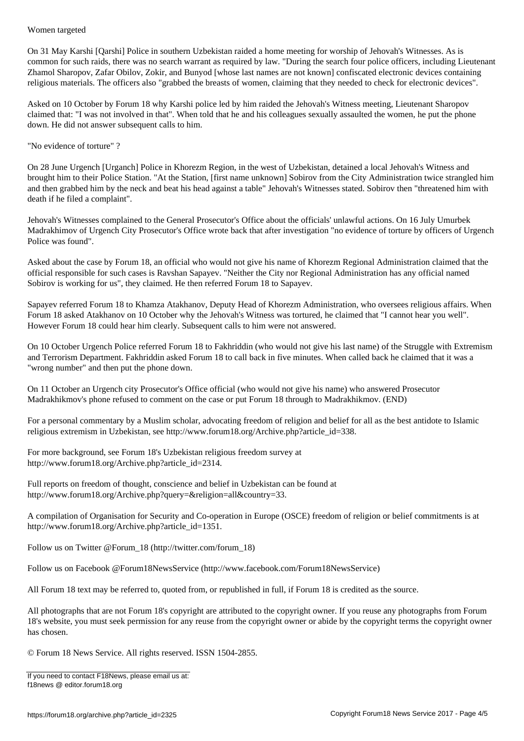## Women targeted

On 31 May Karshi [Qarshi] Police in southern Uzbekistan raided a home meeting for worship of Jehovah's Witnesses. As is common for such raids, there was no search warrant as required by law. "During the search four police officers, including Lieutenant Zhamol Sharopov, Zafar Obilov, Zokir, and Bunyod [whose last names are not known] confiscated electronic devices containing religious materials. The officers also "grabbed the breasts of women, claiming that they needed to check for electronic devices".

Asked on 10 October by Forum 18 why Karshi police led by him raided the Jehovah's Witness meeting, Lieutenant Sharopov claimed that: "I was not involved in that". When told that he and his colleagues sexually assaulted the women, he put the phone down. He did not answer subsequent calls to him.

## "No evidence of torture" ?

On 28 June Urgench [Urganch] Police in Khorezm Region, in the west of Uzbekistan, detained a local Jehovah's Witness and brought him to their Police Station. "At the Station, [first name unknown] Sobirov from the City Administration twice strangled him and then grabbed him by the neck and beat his head against a table" Jehovah's Witnesses stated. Sobirov then "threatened him with death if he filed a complaint".

Jehovah's Witnesses complained to the General Prosecutor's Office about the officials' unlawful actions. On 16 July Umurbek Madrakhimov of Urgench City Prosecutor's Office wrote back that after investigation "no evidence of torture by officers of Urgench Police was found".

Asked about the case by Forum 18, an official who would not give his name of Khorezm Regional Administration claimed that the official responsible for such cases is Ravshan Sapayev. "Neither the City nor Regional Administration has any official named Sobirov is working for us", they claimed. He then referred Forum 18 to Sapayev.

Sapayev referred Forum 18 to Khamza Atakhanov, Deputy Head of Khorezm Administration, who oversees religious affairs. When Forum 18 asked Atakhanov on 10 October why the Jehovah's Witness was tortured, he claimed that "I cannot hear you well". However Forum 18 could hear him clearly. Subsequent calls to him were not answered.

On 10 October Urgench Police referred Forum 18 to Fakhriddin (who would not give his last name) of the Struggle with Extremism and Terrorism Department. Fakhriddin asked Forum 18 to call back in five minutes. When called back he claimed that it was a "wrong number" and then put the phone down.

On 11 October an Urgench city Prosecutor's Office official (who would not give his name) who answered Prosecutor Madrakhikmov's phone refused to comment on the case or put Forum 18 through to Madrakhikmov. (END)

For a personal commentary by a Muslim scholar, advocating freedom of religion and belief for all as the best antidote to Islamic religious extremism in Uzbekistan, see http://www.forum18.org/Archive.php?article_id=338.

For more background, see Forum 18's Uzbekistan religious freedom survey at http://www.forum18.org/Archive.php?article_id=2314.

Full reports on freedom of thought, conscience and belief in Uzbekistan can be found at http://www.forum18.org/Archive.php?query=&religion=all&country=33.

A compilation of Organisation for Security and Co-operation in Europe (OSCE) freedom of religion or belief commitments is at http://www.forum18.org/Archive.php?article_id=1351.

Follow us on Twitter @Forum_18 (http://twitter.com/forum_18)

Follow us on Facebook @Forum18NewsService (http://www.facebook.com/Forum18NewsService)

All Forum 18 text may be referred to, quoted from, or republished in full, if Forum 18 is credited as the source.

All photographs that are not Forum 18's copyright are attributed to the copyright owner. If you reuse any photographs from Forum 18's website, you must seek permission for any reuse from the copyright owner or abide by the copyright terms the copyright owner has chosen.

© Forum 18 News Service. All rights reserved. ISSN 1504-2855.

If you need to contact F18News, please email us at:
f18news @ editor.forum18.org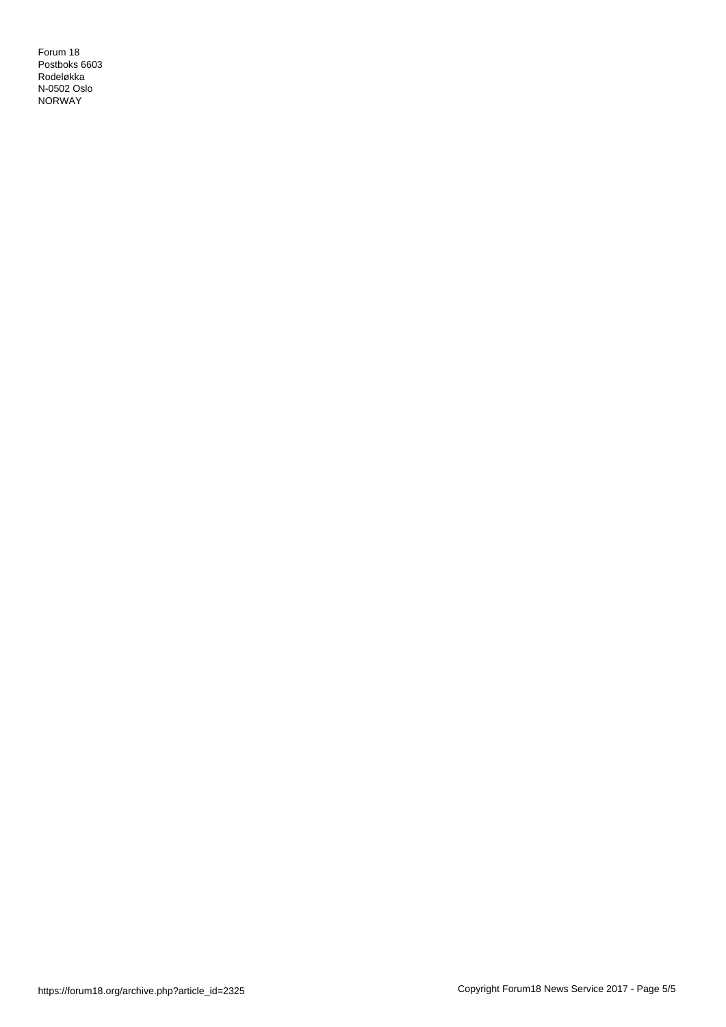Forum 18
Postboks 6603
Rodeløkka
N-0502 Oslo
NORWAY